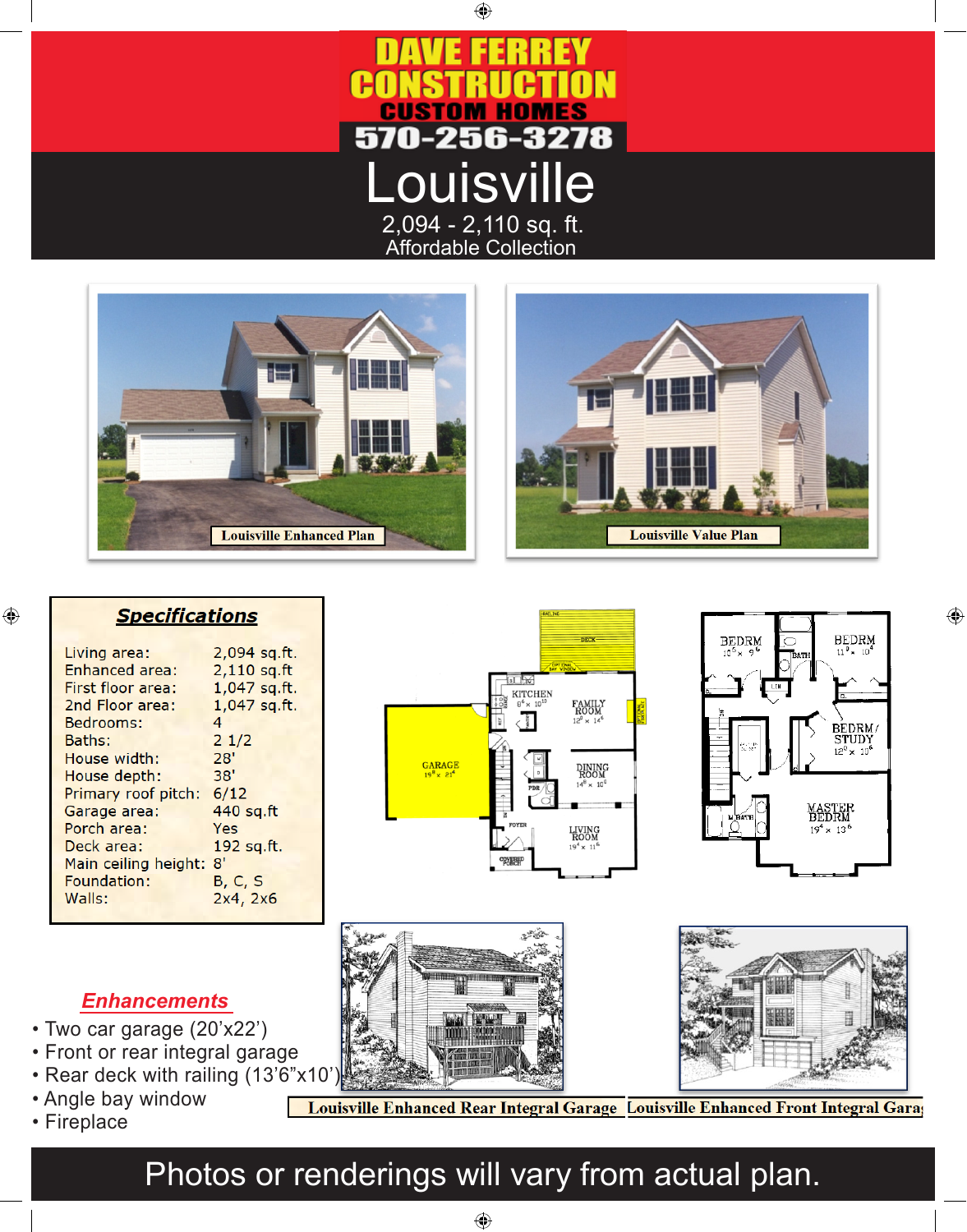# DAVE FERREY CONSTRUCTION

**CUSTOM HOMES**

**570-256-3278**

# Louisville

2,094 - 2,110 sq. ft.

Affordable Collection

Louisville Enhanced Plan

Louisville Value Plan

## Specifications

| | |
|---|---|
| Living area: | 2,094 sq.ft. |
| Enhanced area: | 2,110 sq.ft |
| First floor area: | 1,047 sq.ft. |
| 2nd Floor area: | 1,047 sq.ft. |
| Bedrooms: | 4 |
| Baths: | 2 1/2 |
| House width: | 28' |
| House depth: | 38' |
| Primary roof pitch: | 6/12 |
| Garage area: | 440 sq.ft |
| Porch area: | Yes |
| Deck area: | 192 sq.ft. |
| Main ceiling height: | 8' |
| Foundation: | B, C, S |
| Walls: | 2x4, 2x6 |

## Enhancements

- Two car garage (20'x22')
- Front or rear integral garage
- Rear deck with railing (13'6"x10')
- Angle bay window
- Fireplace

Louisville Enhanced Rear Integral Garage

Louisville Enhanced Front Integral Garage

Photos or renderings will vary from actual plan.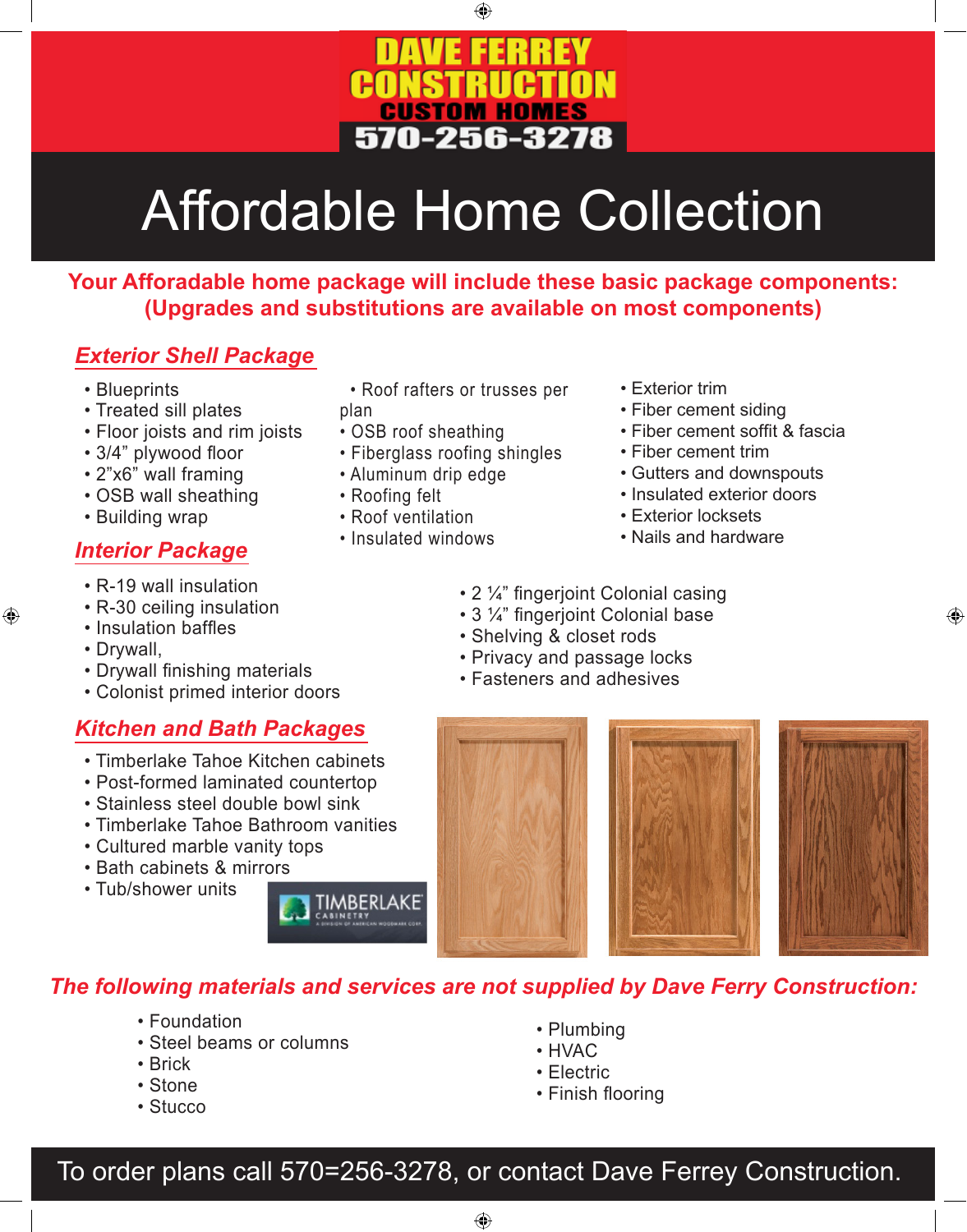# DAVE FERREY CONSTRUCTION

## CUSTOM HOMES

## 570-256-3278

# Affordable Home Collection

**Your Aforadable home package will include these basic package components:**
**(Upgrades and substitutions are available on most components)**

## *Exterior Shell Package*

- Blueprints
- Treated sill plates
- Floor joists and rim joists
- 3/4" plywood floor
- 2"x6" wall framing
- OSB wall sheathing
- Building wrap
- Roof rafters or trusses per plan
- OSB roof sheathing
- Fiberglass roofing shingles
- Aluminum drip edge
- Roofing felt
- Roof ventilation
- Insulated windows
- Exterior trim
- Fiber cement siding
- Fiber cement soffit & fascia
- Fiber cement trim
- Gutters and downspouts
- Insulated exterior doors
- Exterior locksets
- Nails and hardware

## *Interior Package*

- R-19 wall insulation
- R-30 ceiling insulation
- Insulation baffles
- Drywall,
- Drywall finishing materials
- Colonist primed interior doors
- 2 ¼" fingerjoint Colonial casing
- 3 ¼" fingerjoint Colonial base
- Shelving & closet rods
- Privacy and passage locks
- Fasteners and adhesives

## *Kitchen and Bath Packages*

- Timberlake Tahoe Kitchen cabinets
- Post-formed laminated countertop
- Stainless steel double bowl sink
- Timberlake Tahoe Bathroom vanities
- Cultured marble vanity tops
- Bath cabinets & mirrors
- Tub/shower units

TIMBERLAKE CABINETRY
A DIVISION OF AMERICAN WOODMARK CORP.

***The following materials and services are not supplied by Dave Ferry Construction:***

- Foundation
- Steel beams or columns
- Brick
- Stone
- Stucco
- Plumbing
- HVAC
- Electric
- Finish flooring

To order plans call 570=256-3278, or contact Dave Ferrey Construction.